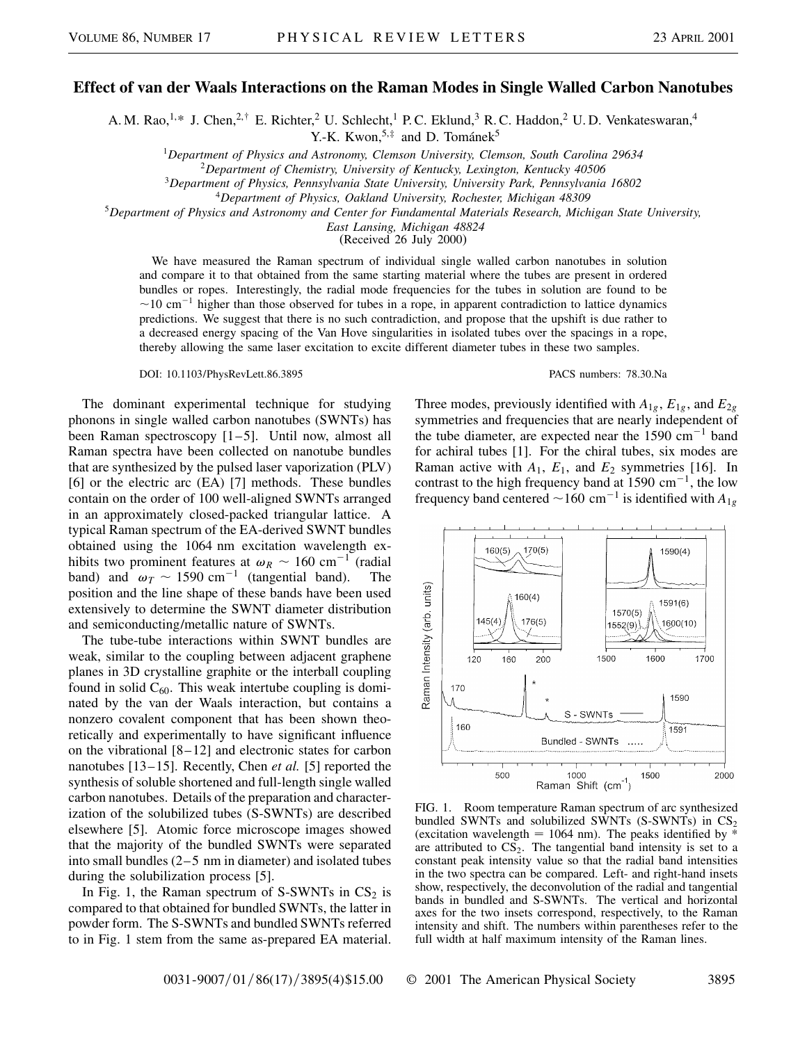# Effect of van der Waals Interactions on the Raman Modes in Single Walled Carbon Nanotubes

A. M. Rao,[1,*] J. Chen,[2,†] E. Richter,[2] U. Schlecht,[1] P. C. Eklund,[3] R. C. Haddon,[2] U. D. Venkateswaran,[4] Y.-K. Kwon,[5,‡] and D. Tománek[5]

[1]Department of Physics and Astronomy, Clemson University, Clemson, South Carolina 29634
[2]Department of Chemistry, University of Kentucky, Lexington, Kentucky 40506
[3]Department of Physics, Pennsylvania State University, University Park, Pennsylvania 16802
[4]Department of Physics, Oakland University, Rochester, Michigan 48309
[5]Department of Physics and Astronomy and Center for Fundamental Materials Research, Michigan State University, East Lansing, Michigan 48824

(Received 26 July 2000)

We have measured the Raman spectrum of individual single walled carbon nanotubes in solution and compare it to that obtained from the same starting material where the tubes are present in ordered bundles or ropes. Interestingly, the radial mode frequencies for the tubes in solution are found to be $\sim$10 cm$^{-1}$ higher than those observed for tubes in a rope, in apparent contradiction to lattice dynamics predictions. We suggest that there is no such contradiction, and propose that the upshift is due rather to a decreased energy spacing of the Van Hove singularities in isolated tubes over the spacings in a rope, thereby allowing the same laser excitation to excite different diameter tubes in these two samples.

DOI: 10.1103/PhysRevLett.86.3895 PACS numbers: 78.30.Na

The dominant experimental technique for studying phonons in single walled carbon nanotubes (SWNTs) has been Raman spectroscopy [1–5]. Until now, almost all Raman spectra have been collected on nanotube bundles that are synthesized by the pulsed laser vaporization (PLV) [6] or the electric arc (EA) [7] methods. These bundles contain on the order of 100 well-aligned SWNTs arranged in an approximately closed-packed triangular lattice. A typical Raman spectrum of the EA-derived SWNT bundles obtained using the 1064 nm excitation wavelength exhibits two prominent features at $\omega_R \sim 160$ cm$^{-1}$ (radial band) and $\omega_T \sim 1590$ cm$^{-1}$ (tangential band). The position and the line shape of these bands have been used extensively to determine the SWNT diameter distribution and semiconducting/metallic nature of SWNTs.

The tube-tube interactions within SWNT bundles are weak, similar to the coupling between adjacent graphene planes in 3D crystalline graphite or the interball coupling found in solid $C_{60}$. This weak intertube coupling is dominated by the van der Waals interaction, but contains a nonzero covalent component that has been shown theoretically and experimentally to have significant influence on the vibrational [8–12] and electronic states for carbon nanotubes [13–15]. Recently, Chen *et al.* [5] reported the synthesis of soluble shortened and full-length single walled carbon nanotubes. Details of the preparation and characterization of the solubilized tubes (S-SWNTs) are described elsewhere [5]. Atomic force microscope images showed that the majority of the bundled SWNTs were separated into small bundles (2–5 nm in diameter) and isolated tubes during the solubilization process [5].

In Fig. 1, the Raman spectrum of S-SWNTs in $CS_2$ is compared to that obtained for bundled SWNTs, the latter in powder form. The S-SWNTs and bundled SWNTs referred to in Fig. 1 stem from the same as-prepared EA material. Three modes, previously identified with $A_{1g}$, $E_{1g}$, and $E_{2g}$ symmetries and frequencies that are nearly independent of the tube diameter, are expected near the 1590 cm$^{-1}$ band for achiral tubes [1]. For the chiral tubes, six modes are Raman active with $A_1$, $E_1$, and $E_2$ symmetries [16]. In contrast to the high frequency band at 1590 cm$^{-1}$, the low frequency band centered $\sim$160 cm$^{-1}$ is identified with $A_{1g}$

FIG. 1. Room temperature Raman spectrum of arc synthesized bundled SWNTs and solubilized SWNTs (S-SWNTs) in $CS_2$ (excitation wavelength = 1064 nm). The peaks identified by * are attributed to $CS_2$. The tangential band intensity is set to a constant peak intensity value so that the radial band intensities in the two spectra can be compared. Left- and right-hand insets show, respectively, the deconvolution of the radial and tangential bands in bundled and S-SWNTs. The vertical and horizontal axes for the two insets correspond, respectively, to the Raman intensity and shift. The numbers within parentheses refer to the full width at half maximum intensity of the Raman lines.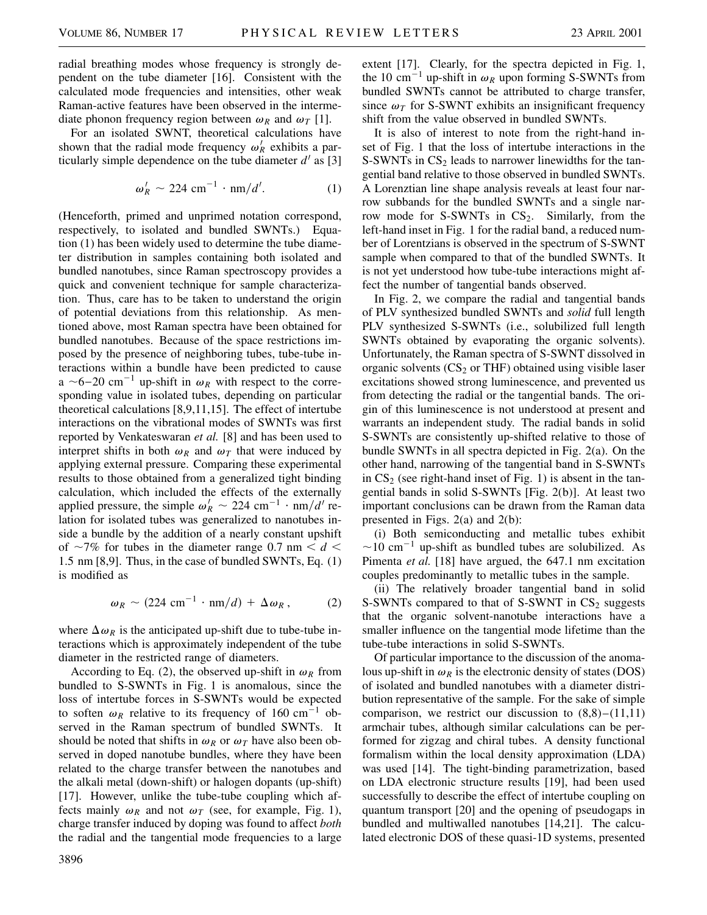radial breathing modes whose frequency is strongly dependent on the tube diameter [16]. Consistent with the calculated mode frequencies and intensities, other weak Raman-active features have been observed in the intermediate phonon frequency region between $\omega_R$ and $\omega_T$ [1].

For an isolated SWNT, theoretical calculations have shown that the radial mode frequency $\omega_R'$ exhibits a particularly simple dependence on the tube diameter $d'$ as [3]

$$\omega_R' \sim 224 \text{ cm}^{-1} \cdot \text{nm}/d'. \tag{1}$$

(Henceforth, primed and unprimed notation correspond, respectively, to isolated and bundled SWNTs.) Equation (1) has been widely used to determine the tube diameter distribution in samples containing both isolated and bundled nanotubes, since Raman spectroscopy provides a quick and convenient technique for sample characterization. Thus, care has to be taken to understand the origin of potential deviations from this relationship. As mentioned above, most Raman spectra have been obtained for bundled nanotubes. Because of the space restrictions imposed by the presence of neighboring tubes, tube-tube interactions within a bundle have been predicted to cause a $\sim$6–20 $\text{cm}^{-1}$ up-shift in $\omega_R$ with respect to the corresponding value in isolated tubes, depending on particular theoretical calculations [8,9,11,15]. The effect of intertube interactions on the vibrational modes of SWNTs was first reported by Venkateswaran *et al.* [8] and has been used to interpret shifts in both $\omega_R$ and $\omega_T$ that were induced by applying external pressure. Comparing these experimental results to those obtained from a generalized tight binding calculation, which included the effects of the externally applied pressure, the simple $\omega_R' \sim 224 \text{ cm}^{-1} \cdot \text{nm}/d'$ relation for isolated tubes was generalized to nanotubes inside a bundle by the addition of a nearly constant upshift of $\sim$7% for tubes in the diameter range $0.7 \text{ nm} < d < 1.5 \text{ nm}$ [8,9]. Thus, in the case of bundled SWNTs, Eq. (1) is modified as

$$\omega_R \sim (224 \text{ cm}^{-1} \cdot \text{nm}/d) + \Delta\omega_R, \tag{2}$$

where $\Delta\omega_R$ is the anticipated up-shift due to tube-tube interactions which is approximately independent of the tube diameter in the restricted range of diameters.

According to Eq. (2), the observed up-shift in $\omega_R$ from bundled to S-SWNTs in Fig. 1 is anomalous, since the loss of intertube forces in S-SWNTs would be expected to soften $\omega_R$ relative to its frequency of 160 $\text{cm}^{-1}$ observed in the Raman spectrum of bundled SWNTs. It should be noted that shifts in $\omega_R$ or $\omega_T$ have also been observed in doped nanotube bundles, where they have been related to the charge transfer between the nanotubes and the alkali metal (down-shift) or halogen dopants (up-shift) [17]. However, unlike the tube-tube coupling which affects mainly $\omega_R$ and not $\omega_T$ (see, for example, Fig. 1), charge transfer induced by doping was found to affect *both* the radial and the tangential mode frequencies to a large extent [17]. Clearly, for the spectra depicted in Fig. 1, the 10 $\text{cm}^{-1}$ up-shift in $\omega_R$ upon forming S-SWNTs from bundled SWNTs cannot be attributed to charge transfer, since $\omega_T$ for S-SWNT exhibits an insignificant frequency shift from the value observed in bundled SWNTs.

It is also of interest to note from the right-hand inset of Fig. 1 that the loss of intertube interactions in the S-SWNTs in $CS_2$ leads to narrower linewidths for the tangential band relative to those observed in bundled SWNTs. A Lorenztian line shape analysis reveals at least four narrow subbands for the bundled SWNTs and a single narrow mode for S-SWNTs in $CS_2$. Similarly, from the left-hand inset in Fig. 1 for the radial band, a reduced number of Lorentzians is observed in the spectrum of S-SWNT sample when compared to that of the bundled SWNTs. It is not yet understood how tube-tube interactions might affect the number of tangential bands observed.

In Fig. 2, we compare the radial and tangential bands of PLV synthesized bundled SWNTs and *solid* full length PLV synthesized S-SWNTs (i.e., solubilized full length SWNTs obtained by evaporating the organic solvents). Unfortunately, the Raman spectra of S-SWNT dissolved in organic solvents ($CS_2$ or THF) obtained using visible laser excitations showed strong luminescence, and prevented us from detecting the radial or the tangential bands. The origin of this luminescence is not understood at present and warrants an independent study. The radial bands in solid S-SWNTs are consistently up-shifted relative to those of bundle SWNTs in all spectra depicted in Fig. 2(a). On the other hand, narrowing of the tangential band in S-SWNTs in $CS_2$ (see right-hand inset of Fig. 1) is absent in the tangential bands in solid S-SWNTs [Fig. 2(b)]. At least two important conclusions can be drawn from the Raman data presented in Figs. 2(a) and 2(b):

(i) Both semiconducting and metallic tubes exhibit $\sim$10 $\text{cm}^{-1}$ up-shift as bundled tubes are solubilized. As Pimenta *et al.* [18] have argued, the 647.1 nm excitation couples predominantly to metallic tubes in the sample.

(ii) The relatively broader tangential band in solid S-SWNTs compared to that of S-SWNT in $CS_2$ suggests that the organic solvent-nanotube interactions have a smaller influence on the tangential mode lifetime than the tube-tube interactions in solid S-SWNTs.

Of particular importance to the discussion of the anomalous up-shift in $\omega_R$ is the electronic density of states (DOS) of isolated and bundled nanotubes with a diameter distribution representative of the sample. For the sake of simple comparison, we restrict our discussion to (8,8)–(11,11) armchair tubes, although similar calculations can be performed for zigzag and chiral tubes. A density functional formalism within the local density approximation (LDA) was used [14]. The tight-binding parametrization, based on LDA electronic structure results [19], had been used successfully to describe the effect of intertube coupling on quantum transport [20] and the opening of pseudogaps in bundled and multiwalled nanotubes [14,21]. The calculated electronic DOS of these quasi-1D systems, presented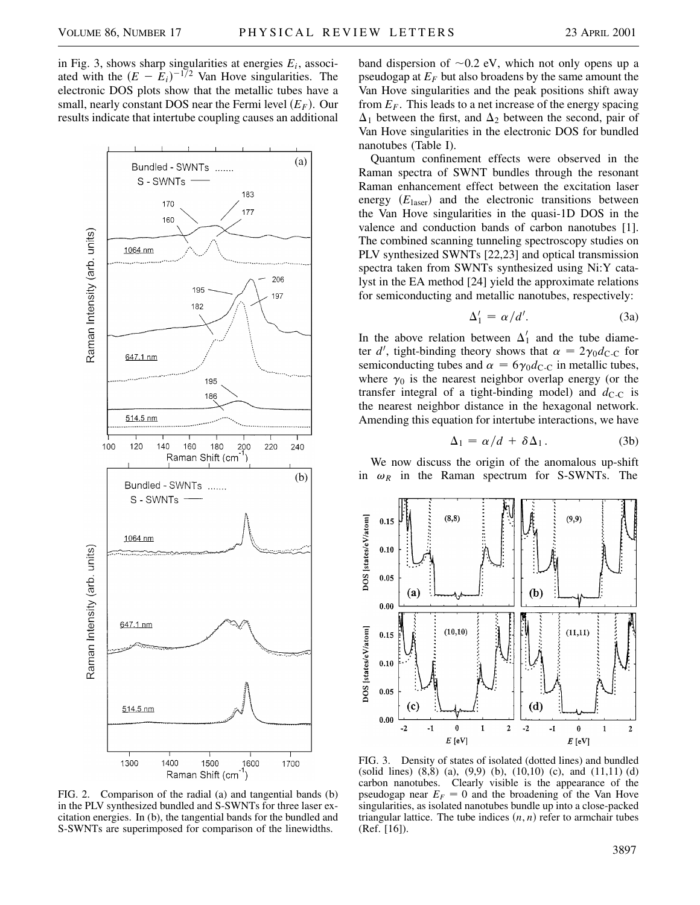in Fig. 3, shows sharp singularities at energies $E_i$, associated with the $(E - E_i)^{-1/2}$ Van Hove singularities. The electronic DOS plots show that the metallic tubes have a small, nearly constant DOS near the Fermi level ($E_F$). Our results indicate that intertube coupling causes an additional band dispersion of $\sim$0.2 eV, which not only opens up a pseudogap at $E_F$ but also broadens by the same amount the Van Hove singularities and the peak positions shift away from $E_F$. This leads to a net increase of the energy spacing $\Delta_1$ between the first, and $\Delta_2$ between the second, pair of Van Hove singularities in the electronic DOS for bundled nanotubes (Table I).

FIG. 2. Comparison of the radial (a) and tangential bands (b) in the PLV synthesized bundled and S-SWNTs for three laser excitation energies. In (b), the tangential bands for the bundled and S-SWNTs are superimposed for comparison of the linewidths.

Quantum confinement effects were observed in the Raman spectra of SWNT bundles through the resonant Raman enhancement effect between the excitation laser energy ($E_{\text{laser}}$) and the electronic transitions between the Van Hove singularities in the quasi-1D DOS in the valence and conduction bands of carbon nanotubes [1]. The combined scanning tunneling spectroscopy studies on PLV synthesized SWNTs [22,23] and optical transmission spectra taken from SWNTs synthesized using Ni:Y catalyst in the EA method [24] yield the approximate relations for semiconducting and metallic nanotubes, respectively:

$$\Delta_1' = \alpha/d'. \tag{3a}$$

In the above relation between $\Delta_1'$ and the tube diameter $d'$, tight-binding theory shows that $\alpha = 2\gamma_0 d_{\text{C-C}}$ for semiconducting tubes and $\alpha = 6\gamma_0 d_{\text{C-C}}$ in metallic tubes, where $\gamma_0$ is the nearest neighbor overlap energy (or the transfer integral of a tight-binding model) and $d_{\text{C-C}}$ is the nearest neighbor distance in the hexagonal network. Amending this equation for intertube interactions, we have

$$\Delta_1 = \alpha/d + \delta\Delta_1. \tag{3b}$$

We now discuss the origin of the anomalous up-shift in $\omega_R$ in the Raman spectrum for S-SWNTs. The

FIG. 3. Density of states of isolated (dotted lines) and bundled (solid lines) (8,8) (a), (9,9) (b), (10,10) (c), and (11,11) (d) carbon nanotubes. Clearly visible is the appearance of the pseudogap near $E_F = 0$ and the broadening of the Van Hove singularities, as isolated nanotubes bundle up into a close-packed triangular lattice. The tube indices $(n, n)$ refer to armchair tubes (Ref. [16]).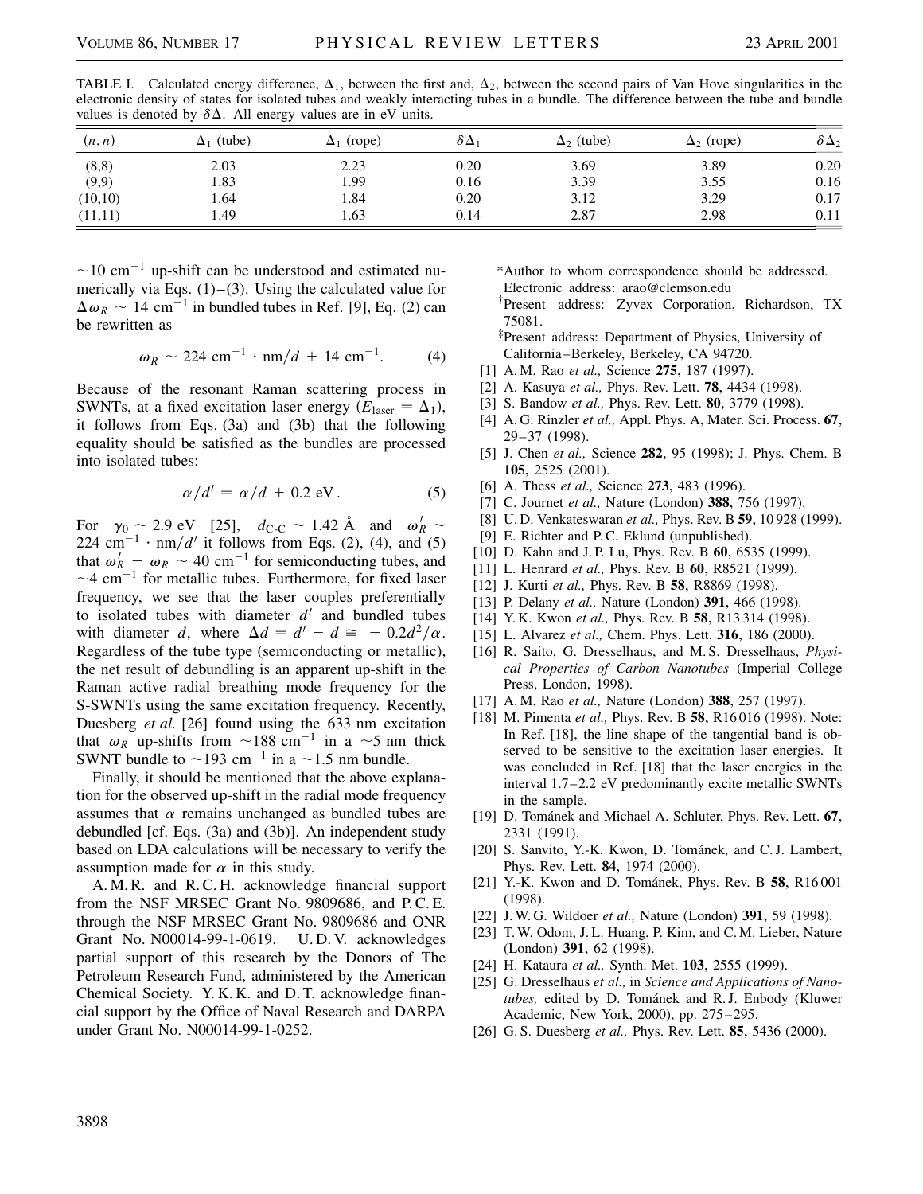TABLE I. Calculated energy difference, $\Delta_1$, between the first and, $\Delta_2$, between the second pairs of Van Hove singularities in the electronic density of states for isolated tubes and weakly interacting tubes in a bundle. The difference between the tube and bundle values is denoted by $\delta\Delta$. All energy values are in eV units.

| $(n,n)$ | $\Delta_1$ (tube) | $\Delta_1$ (rope) | $\delta\Delta_1$ | $\Delta_2$ (tube) | $\Delta_2$ (rope) | $\delta\Delta_2$ |
|---|---|---|---|---|---|---|
| (8,8) | 2.03 | 2.23 | 0.20 | 3.69 | 3.89 | 0.20 |
| (9,9) | 1.83 | 1.99 | 0.16 | 3.39 | 3.55 | 0.16 |
| (10,10) | 1.64 | 1.84 | 0.20 | 3.12 | 3.29 | 0.17 |
| (11,11) | 1.49 | 1.63 | 0.14 | 2.87 | 2.98 | 0.11 |

$\sim$10 cm$^{-1}$ up-shift can be understood and estimated numerically via Eqs. (1)–(3). Using the calculated value for $\Delta\omega_R \sim 14$ cm$^{-1}$ in bundled tubes in Ref. [9], Eq. (2) can be rewritten as

$$\omega_R \sim 224 \text{ cm}^{-1} \cdot \text{nm}/d + 14 \text{ cm}^{-1}. \tag{4}$$

Because of the resonant Raman scattering process in SWNTs, at a fixed excitation laser energy ($E_{\text{laser}} = \Delta_1$), it follows from Eqs. (3a) and (3b) that the following equality should be satisfied as the bundles are processed into isolated tubes:

$$\alpha/d' = \alpha/d + 0.2 \text{ eV}. \tag{5}$$

For $\gamma_0 \sim 2.9$ eV [25], $d_{\text{C-C}} \sim 1.42$ Å and $\omega_R' \sim 224 \text{ cm}^{-1} \cdot \text{nm}/d'$ it follows from Eqs. (2), (4), and (5) that $\omega_R' - \omega_R \sim 40$ cm$^{-1}$ for semiconducting tubes, and $\sim$4 cm$^{-1}$ for metallic tubes. Furthermore, for fixed laser frequency, we see that the laser couples preferentially to isolated tubes with diameter $d'$ and bundled tubes with diameter $d$, where $\Delta d = d' - d \cong -0.2d^2/\alpha$. Regardless of the tube type (semiconducting or metallic), the net result of debundling is an apparent up-shift in the Raman active radial breathing mode frequency for the S-SWNTs using the same excitation frequency. Recently, Duesberg *et al.* [26] found using the 633 nm excitation that $\omega_R$ up-shifts from $\sim$188 cm$^{-1}$ in a $\sim$5 nm thick SWNT bundle to $\sim$193 cm$^{-1}$ in a $\sim$1.5 nm bundle.

Finally, it should be mentioned that the above explanation for the observed up-shift in the radial mode frequency assumes that $\alpha$ remains unchanged as bundled tubes are debundled [cf. Eqs. (3a) and (3b)]. An independent study based on LDA calculations will be necessary to verify the assumption made for $\alpha$ in this study.

A. M. R. and R. C. H. acknowledge financial support from the NSF MRSEC Grant No. 9809686, and P. C. E. through the NSF MRSEC Grant No. 9809686 and ONR Grant No. N00014-99-1-0619. U. D. V. acknowledges partial support of this research by the Donors of The Petroleum Research Fund, administered by the American Chemical Society. Y. K. K. and D. T. acknowledge financial support by the Office of Naval Research and DARPA under Grant No. N00014-99-1-0252.

*Author to whom correspondence should be addressed. Electronic address: arao@clemson.edu

†Present address: Zyvex Corporation, Richardson, TX 75081.

‡Present address: Department of Physics, University of California–Berkeley, Berkeley, CA 94720.

[1] A. M. Rao *et al.,* Science **275**, 187 (1997).
[2] A. Kasuya *et al.,* Phys. Rev. Lett. **78**, 4434 (1998).
[3] S. Bandow *et al.,* Phys. Rev. Lett. **80**, 3779 (1998).
[4] A. G. Rinzler *et al.,* Appl. Phys. A, Mater. Sci. Process. **67**, 29–37 (1998).
[5] J. Chen *et al.,* Science **282**, 95 (1998); J. Phys. Chem. B **105**, 2525 (2001).
[6] A. Thess *et al.,* Science **273**, 483 (1996).
[7] C. Journet *et al.,* Nature (London) **388**, 756 (1997).
[8] U. D. Venkateswaran *et al.,* Phys. Rev. B **59**, 10 928 (1999).
[9] E. Richter and P. C. Eklund (unpublished).
[10] D. Kahn and J. P. Lu, Phys. Rev. B **60**, 6535 (1999).
[11] L. Henrard *et al.,* Phys. Rev. B **60**, R8521 (1999).
[12] J. Kurti *et al.,* Phys. Rev. B **58**, R8869 (1998).
[13] P. Delany *et al.,* Nature (London) **391**, 466 (1998).
[14] Y. K. Kwon *et al.,* Phys. Rev. B **58**, R13 314 (1998).
[15] L. Alvarez *et al.,* Chem. Phys. Lett. **316**, 186 (2000).
[16] R. Saito, G. Dresselhaus, and M. S. Dresselhaus, *Physical Properties of Carbon Nanotubes* (Imperial College Press, London, 1998).
[17] A. M. Rao *et al.,* Nature (London) **388**, 257 (1997).
[18] M. Pimenta *et al.,* Phys. Rev. B **58**, R16 016 (1998). Note: In Ref. [18], the line shape of the tangential band is observed to be sensitive to the excitation laser energies. It was concluded in Ref. [18] that the laser energies in the interval 1.7–2.2 eV predominantly excite metallic SWNTs in the sample.
[19] D. Tománek and Michael A. Schluter, Phys. Rev. Lett. **67**, 2331 (1991).
[20] S. Sanvito, Y.-K. Kwon, D. Tománek, and C. J. Lambert, Phys. Rev. Lett. **84**, 1974 (2000).
[21] Y.-K. Kwon and D. Tománek, Phys. Rev. B **58**, R16 001 (1998).
[22] J. W. G. Wildoer *et al.,* Nature (London) **391**, 59 (1998).
[23] T. W. Odom, J. L. Huang, P. Kim, and C. M. Lieber, Nature (London) **391**, 62 (1998).
[24] H. Kataura *et al.,* Synth. Met. **103**, 2555 (1999).
[25] G. Dresselhaus *et al.,* in *Science and Applications of Nanotubes,* edited by D. Tománek and R. J. Enbody (Kluwer Academic, New York, 2000), pp. 275–295.
[26] G. S. Duesberg *et al.,* Phys. Rev. Lett. **85**, 5436 (2000).